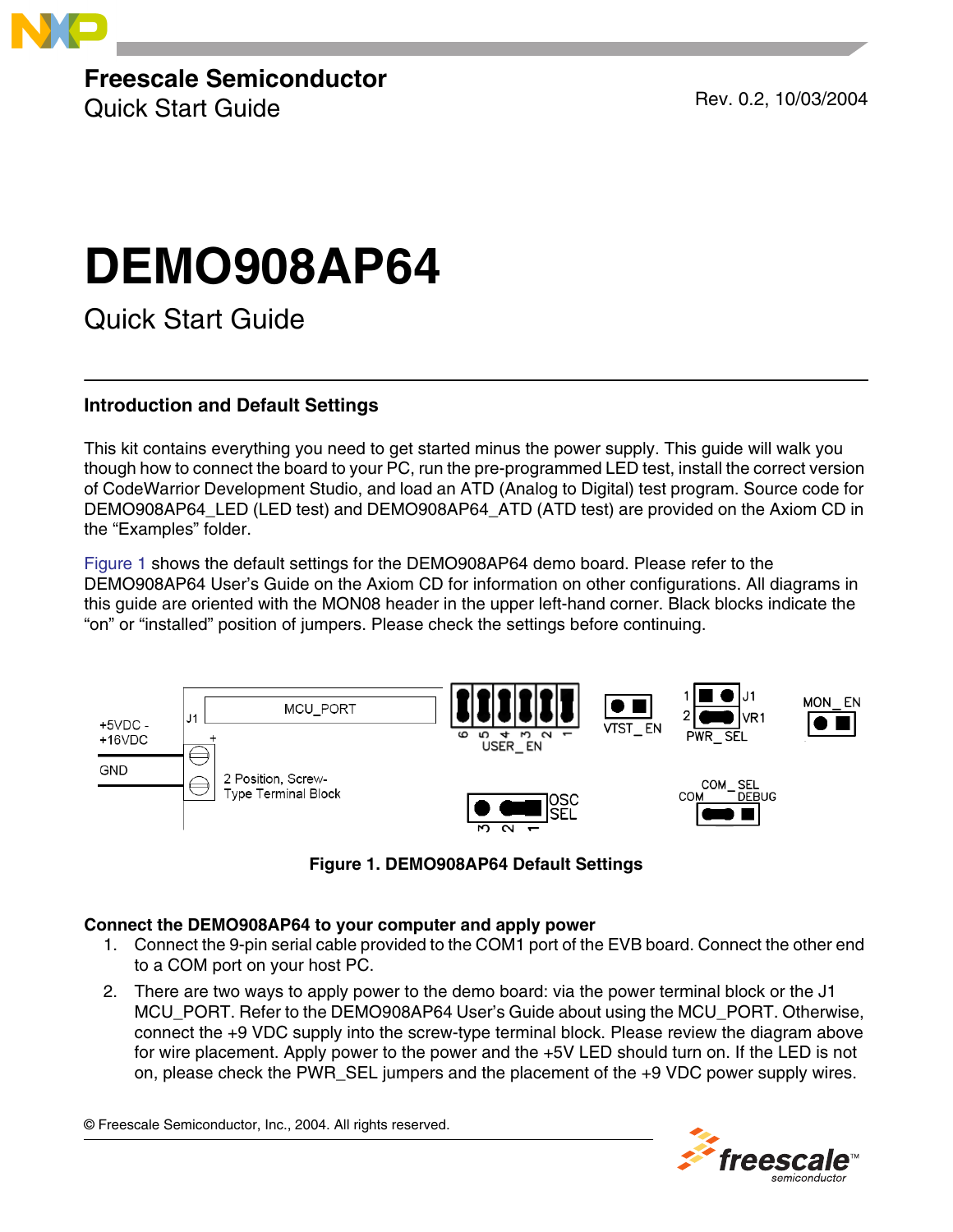Freescale Semiconductor
Quick Start Guide

Rev. 0.2, 10/03/2004

# DEMO908AP64

Quick Start Guide

## Introduction and Default Settings

This kit contains everything you need to get started minus the power supply. This guide will walk you though how to connect the board to your PC, run the pre-programmed LED test, install the correct version of CodeWarrior Development Studio, and load an ATD (Analog to Digital) test program. Source code for DEMO908AP64_LED (LED test) and DEMO908AP64_ATD (ATD test) are provided on the Axiom CD in the “Examples” folder.

Figure 1 shows the default settings for the DEMO908AP64 demo board. Please refer to the DEMO908AP64 User’s Guide on the Axiom CD for information on other configurations. All diagrams in this guide are oriented with the MON08 header in the upper left-hand corner. Black blocks indicate the “on” or “installed” position of jumpers. Please check the settings before continuing.

**Figure 1. DEMO908AP64 Default Settings**

### Connect the DEMO908AP64 to your computer and apply power

1. Connect the 9-pin serial cable provided to the COM1 port of the EVB board. Connect the other end to a COM port on your host PC.
2. There are two ways to apply power to the demo board: via the power terminal block or the J1 MCU_PORT. Refer to the DEMO908AP64 User’s Guide about using the MCU_PORT. Otherwise, connect the +9 VDC supply into the screw-type terminal block. Please review the diagram above for wire placement. Apply power to the power and the +5V LED should turn on. If the LED is not on, please check the PWR_SEL jumpers and the placement of the +9 VDC power supply wires.

© Freescale Semiconductor, Inc., 2004. All rights reserved.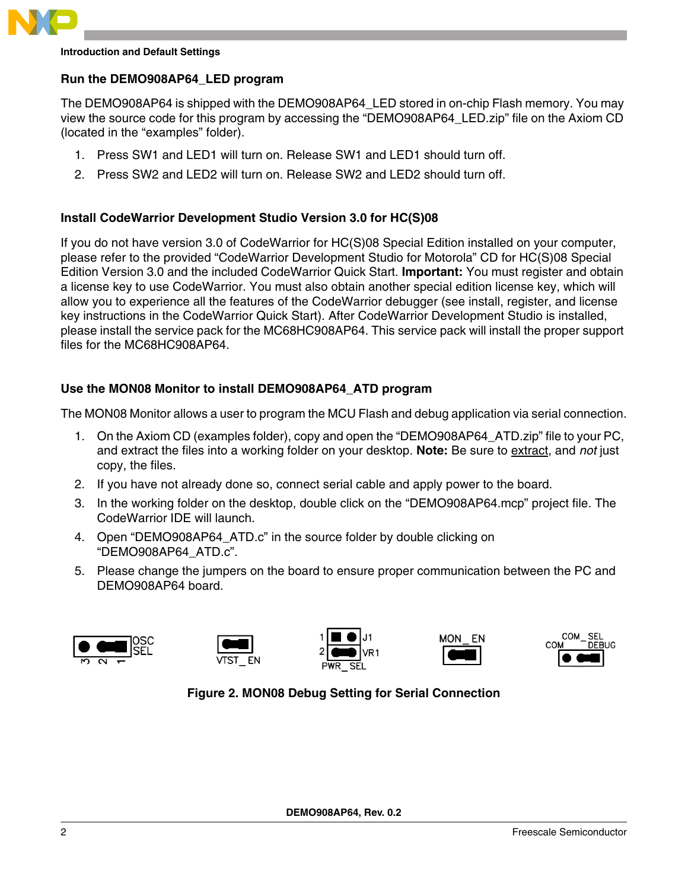### Run the DEMO908AP64_LED program

The DEMO908AP64 is shipped with the DEMO908AP64_LED stored in on-chip Flash memory. You may view the source code for this program by accessing the "DEMO908AP64_LED.zip" file on the Axiom CD (located in the "examples" folder).

1. Press SW1 and LED1 will turn on. Release SW1 and LED1 should turn off.
2. Press SW2 and LED2 will turn on. Release SW2 and LED2 should turn off.

### Install CodeWarrior Development Studio Version 3.0 for HC(S)08

If you do not have version 3.0 of CodeWarrior for HC(S)08 Special Edition installed on your computer, please refer to the provided "CodeWarrior Development Studio for Motorola" CD for HC(S)08 Special Edition Version 3.0 and the included CodeWarrior Quick Start. **Important:** You must register and obtain a license key to use CodeWarrior. You must also obtain another special edition license key, which will allow you to experience all the features of the CodeWarrior debugger (see install, register, and license key instructions in the CodeWarrior Quick Start). After CodeWarrior Development Studio is installed, please install the service pack for the MC68HC908AP64. This service pack will install the proper support files for the MC68HC908AP64.

### Use the MON08 Monitor to install DEMO908AP64_ATD program

The MON08 Monitor allows a user to program the MCU Flash and debug application via serial connection.

1. On the Axiom CD (examples folder), copy and open the "DEMO908AP64_ATD.zip" file to your PC, and extract the files into a working folder on your desktop. **Note:** Be sure to extract, and *not* just copy, the files.
2. If you have not already done so, connect serial cable and apply power to the board.
3. In the working folder on the desktop, double click on the "DEMO908AP64.mcp" project file. The CodeWarrior IDE will launch.
4. Open "DEMO908AP64_ATD.c" in the source folder by double clicking on "DEMO908AP64_ATD.c".
5. Please change the jumpers on the board to ensure proper communication between the PC and DEMO908AP64 board.

OSC SEL 3 2 1 VTST_EN 1 2 J1 VR1 PWR_SEL MON_EN COM_SEL COM DEBUG

**Figure 2. MON08 Debug Setting for Serial Connection**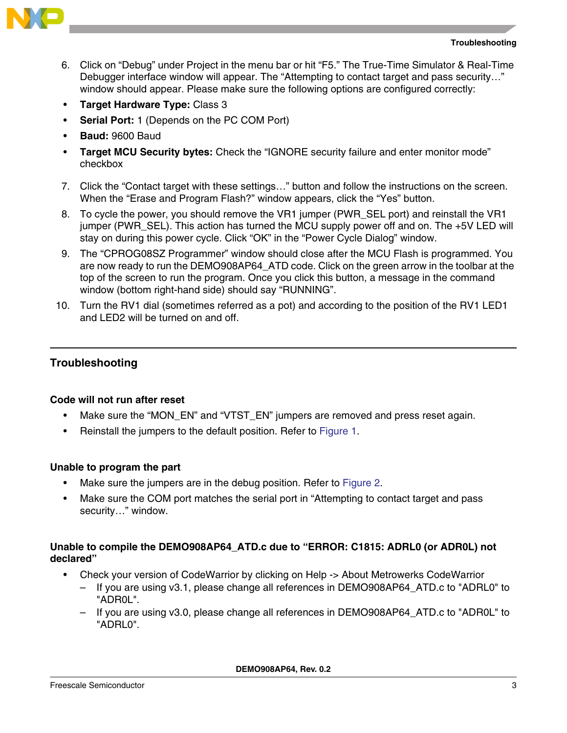6. Click on “Debug” under Project in the menu bar or hit “F5.” The True-Time Simulator & Real-Time Debugger interface window will appear. The “Attempting to contact target and pass security…” window should appear. Please make sure the following options are configured correctly:

- **Target Hardware Type:** Class 3
- **Serial Port:** 1 (Depends on the PC COM Port)
- **Baud:** 9600 Baud
- **Target MCU Security bytes:** Check the “IGNORE security failure and enter monitor mode” checkbox

7. Click the “Contact target with these settings…” button and follow the instructions on the screen. When the “Erase and Program Flash?” window appears, click the “Yes” button.
8. To cycle the power, you should remove the VR1 jumper (PWR_SEL port) and reinstall the VR1 jumper (PWR_SEL). This action has turned the MCU supply power off and on. The +5V LED will stay on during this power cycle. Click “OK” in the “Power Cycle Dialog” window.
9. The “CPROG08SZ Programmer” window should close after the MCU Flash is programmed. You are now ready to run the DEMO908AP64_ATD code. Click on the green arrow in the toolbar at the top of the screen to run the program. Once you click this button, a message in the command window (bottom right-hand side) should say “RUNNING”.
10. Turn the RV1 dial (sometimes referred as a pot) and according to the position of the RV1 LED1 and LED2 will be turned on and off.

## Troubleshooting

### Code will not run after reset

- Make sure the “MON_EN” and “VTST_EN” jumpers are removed and press reset again.
- Reinstall the jumpers to the default position. Refer to Figure 1.

### Unable to program the part

- Make sure the jumpers are in the debug position. Refer to Figure 2.
- Make sure the COM port matches the serial port in “Attempting to contact target and pass security…” window.

### Unable to compile the DEMO908AP64_ATD.c due to “ERROR: C1815: ADRL0 (or ADR0L) not declared”

- Check your version of CodeWarrior by clicking on Help -> About Metrowerks CodeWarrior
  - If you are using v3.1, please change all references in DEMO908AP64_ATD.c to "ADRL0" to "ADR0L".
  - If you are using v3.0, please change all references in DEMO908AP64_ATD.c to "ADR0L" to "ADRL0".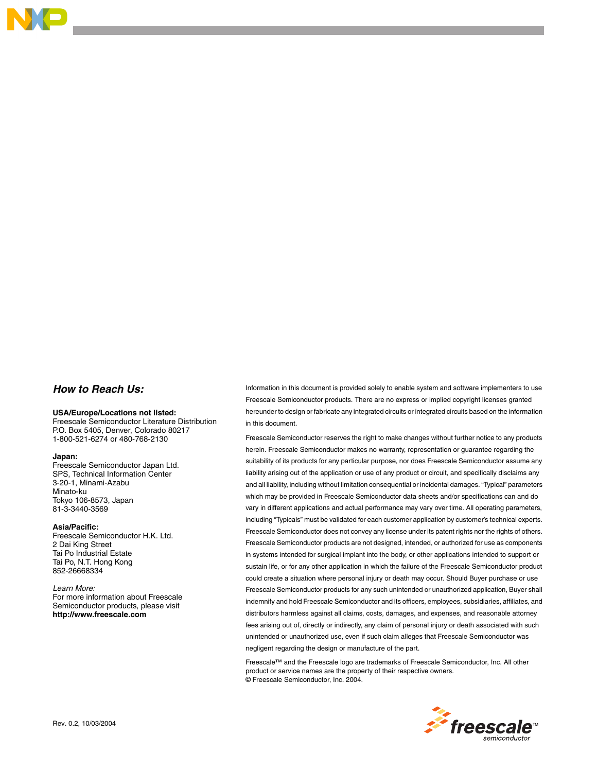## *How to Reach Us:*

**USA/Europe/Locations not listed:**
Freescale Semiconductor Literature Distribution
P.O. Box 5405, Denver, Colorado 80217
1-800-521-6274 or 480-768-2130

**Japan:**
Freescale Semiconductor Japan Ltd.
SPS, Technical Information Center
3-20-1, Minami-Azabu
Minato-ku
Tokyo 106-8573, Japan
81-3-3440-3569

**Asia/Pacific:**
Freescale Semiconductor H.K. Ltd.
2 Dai King Street
Tai Po Industrial Estate
Tai Po, N.T. Hong Kong
852-26668334

*Learn More:*
For more information about Freescale Semiconductor products, please visit
**http://www.freescale.com**

Information in this document is provided solely to enable system and software implementers to use Freescale Semiconductor products. There are no express or implied copyright licenses granted hereunder to design or fabricate any integrated circuits or integrated circuits based on the information in this document.

Freescale Semiconductor reserves the right to make changes without further notice to any products herein. Freescale Semiconductor makes no warranty, representation or guarantee regarding the suitability of its products for any particular purpose, nor does Freescale Semiconductor assume any liability arising out of the application or use of any product or circuit, and specifically disclaims any and all liability, including without limitation consequential or incidental damages. "Typical" parameters which may be provided in Freescale Semiconductor data sheets and/or specifications can and do vary in different applications and actual performance may vary over time. All operating parameters, including "Typicals" must be validated for each customer application by customer's technical experts. Freescale Semiconductor does not convey any license under its patent rights nor the rights of others. Freescale Semiconductor products are not designed, intended, or authorized for use as components in systems intended for surgical implant into the body, or other applications intended to support or sustain life, or for any other application in which the failure of the Freescale Semiconductor product could create a situation where personal injury or death may occur. Should Buyer purchase or use Freescale Semiconductor products for any such unintended or unauthorized application, Buyer shall indemnify and hold Freescale Semiconductor and its officers, employees, subsidiaries, affiliates, and distributors harmless against all claims, costs, damages, and expenses, and reasonable attorney fees arising out of, directly or indirectly, any claim of personal injury or death associated with such unintended or unauthorized use, even if such claim alleges that Freescale Semiconductor was negligent regarding the design or manufacture of the part.

Freescale™ and the Freescale logo are trademarks of Freescale Semiconductor, Inc. All other product or service names are the property of their respective owners.
© Freescale Semiconductor, Inc. 2004.

Rev. 0.2, 10/03/2004